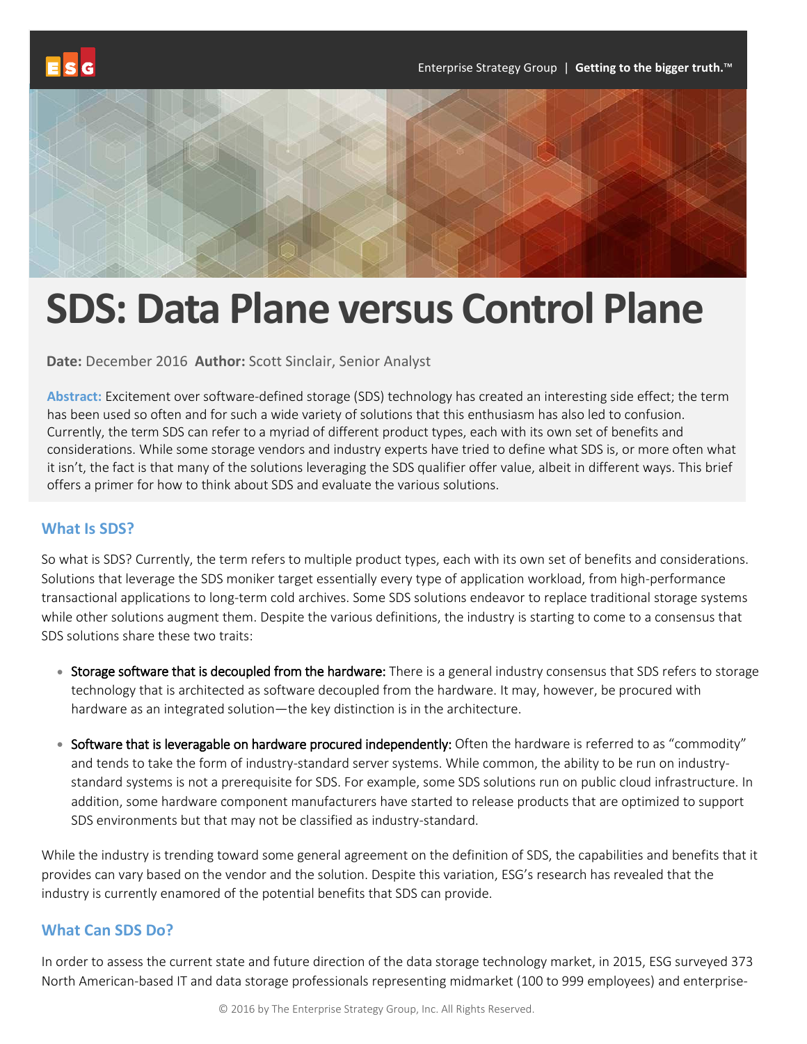# SDS: Data Plane versus Control Plane

**Date:** December 2016 **Author:** Scott Sinclair, Senior Analyst

**Abstract:** Excitement over software-defined storage (SDS) technology has created an interesting side effect; the term has been used so often and for such a wide variety of solutions that this enthusiasm has also led to confusion. Currently, the term SDS can refer to a myriad of different product types, each with its own set of benefits and considerations. While some storage vendors and industry experts have tried to define what SDS is, or more often what it isn't, the fact is that many of the solutions leveraging the SDS qualifier offer value, albeit in different ways. This brief offers a primer for how to think about SDS and evaluate the various solutions.

## What Is SDS?

So what is SDS? Currently, the term refers to multiple product types, each with its own set of benefits and considerations. Solutions that leverage the SDS moniker target essentially every type of application workload, from high-performance transactional applications to long-term cold archives. Some SDS solutions endeavor to replace traditional storage systems while other solutions augment them. Despite the various definitions, the industry is starting to come to a consensus that SDS solutions share these two traits:

- Storage software that is decoupled from the hardware: There is a general industry consensus that SDS refers to storage technology that is architected as software decoupled from the hardware. It may, however, be procured with hardware as an integrated solution—the key distinction is in the architecture.
- Software that is leveragable on hardware procured independently: Often the hardware is referred to as "commodity" and tends to take the form of industry-standard server systems. While common, the ability to be run on industry-standard systems is not a prerequisite for SDS. For example, some SDS solutions run on public cloud infrastructure. In addition, some hardware component manufacturers have started to release products that are optimized to support SDS environments but that may not be classified as industry-standard.

While the industry is trending toward some general agreement on the definition of SDS, the capabilities and benefits that it provides can vary based on the vendor and the solution. Despite this variation, ESG's research has revealed that the industry is currently enamored of the potential benefits that SDS can provide.

## What Can SDS Do?

In order to assess the current state and future direction of the data storage technology market, in 2015, ESG surveyed 373 North American-based IT and data storage professionals representing midmarket (100 to 999 employees) and enterprise-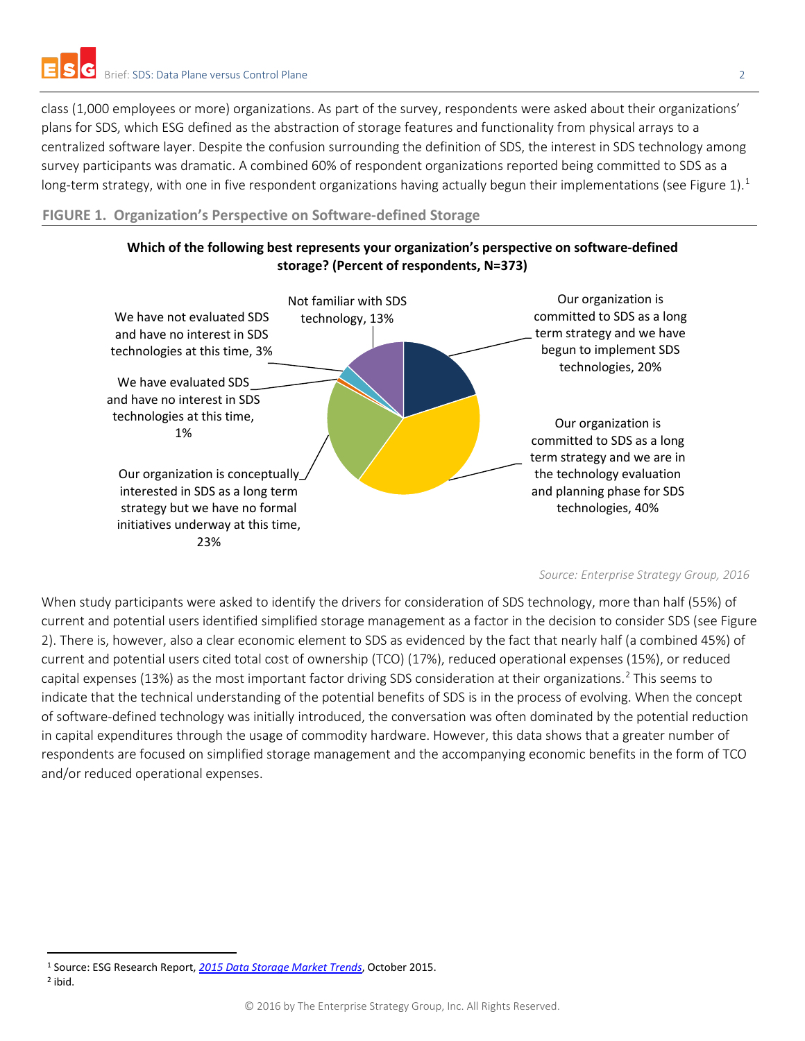class (1,000 employees or more) organizations. As part of the survey, respondents were asked about their organizations' plans for SDS, which ESG defined as the abstraction of storage features and functionality from physical arrays to a centralized software layer. Despite the confusion surrounding the definition of SDS, the interest in SDS technology among survey participants was dramatic. A combined 60% of respondent organizations reported being committed to SDS as a long-term strategy, with one in five respondent organizations having actually begun their implementations (see Figure 1).[1]

**FIGURE 1. Organization's Perspective on Software-defined Storage**

**Which of the following best represents your organization's perspective on software-defined storage? (Percent of respondents, N=373)**

- Our organization is committed to SDS as a long term strategy and we have begun to implement SDS technologies, 20%
- Our organization is committed to SDS as a long term strategy and we are in the technology evaluation and planning phase for SDS technologies, 40%
- Our organization is conceptually interested in SDS as a long term strategy but we have no formal initiatives underway at this time, 23%
- We have evaluated SDS and have no interest in SDS technologies at this time, 1%
- We have not evaluated SDS and have no interest in SDS technologies at this time, 3%
- Not familiar with SDS technology, 13%

*Source: Enterprise Strategy Group, 2016*

When study participants were asked to identify the drivers for consideration of SDS technology, more than half (55%) of current and potential users identified simplified storage management as a factor in the decision to consider SDS (see Figure 2). There is, however, also a clear economic element to SDS as evidenced by the fact that nearly half (a combined 45%) of current and potential users cited total cost of ownership (TCO) (17%), reduced operational expenses (15%), or reduced capital expenses (13%) as the most important factor driving SDS consideration at their organizations.[2] This seems to indicate that the technical understanding of the potential benefits of SDS is in the process of evolving. When the concept of software-defined technology was initially introduced, the conversation was often dominated by the potential reduction in capital expenditures through the usage of commodity hardware. However, this data shows that a greater number of respondents are focused on simplified storage management and the accompanying economic benefits in the form of TCO and/or reduced operational expenses.

---

[1] Source: ESG Research Report, *2015 Data Storage Market Trends*, October 2015.

[2] ibid.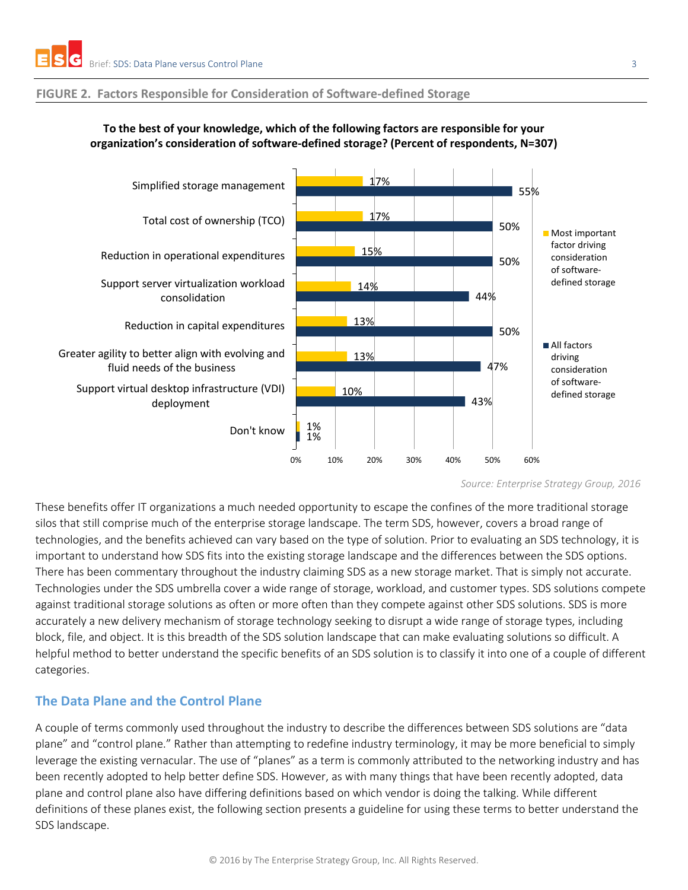**FIGURE 2. Factors Responsible for Consideration of Software-defined Storage**

**To the best of your knowledge, which of the following factors are responsible for your organization's consideration of software-defined storage? (Percent of respondents, N=307)**

| Factor | Most important factor driving consideration of software-defined storage | All factors driving consideration of software-defined storage |
| --- | --- | --- |
| Simplified storage management | 17% | 55% |
| Total cost of ownership (TCO) | 17% | 50% |
| Reduction in operational expenditures | 15% | 50% |
| Support server virtualization workload consolidation | 14% | 44% |
| Reduction in capital expenditures | 13% | 50% |
| Greater agility to better align with evolving and fluid needs of the business | 13% | 47% |
| Support virtual desktop infrastructure (VDI) deployment | 10% | 43% |
| Don't know | 1% | 1% |

*Source: Enterprise Strategy Group, 2016*

These benefits offer IT organizations a much needed opportunity to escape the confines of the more traditional storage silos that still comprise much of the enterprise storage landscape. The term SDS, however, covers a broad range of technologies, and the benefits achieved can vary based on the type of solution. Prior to evaluating an SDS technology, it is important to understand how SDS fits into the existing storage landscape and the differences between the SDS options. There has been commentary throughout the industry claiming SDS as a new storage market. That is simply not accurate. Technologies under the SDS umbrella cover a wide range of storage, workload, and customer types. SDS solutions compete against traditional storage solutions as often or more often than they compete against other SDS solutions. SDS is more accurately a new delivery mechanism of storage technology seeking to disrupt a wide range of storage types, including block, file, and object. It is this breadth of the SDS solution landscape that can make evaluating solutions so difficult. A helpful method to better understand the specific benefits of an SDS solution is to classify it into one of a couple of different categories.

## The Data Plane and the Control Plane

A couple of terms commonly used throughout the industry to describe the differences between SDS solutions are "data plane" and "control plane." Rather than attempting to redefine industry terminology, it may be more beneficial to simply leverage the existing vernacular. The use of "planes" as a term is commonly attributed to the networking industry and has been recently adopted to help better define SDS. However, as with many things that have been recently adopted, data plane and control plane also have differing definitions based on which vendor is doing the talking. While different definitions of these planes exist, the following section presents a guideline for using these terms to better understand the SDS landscape.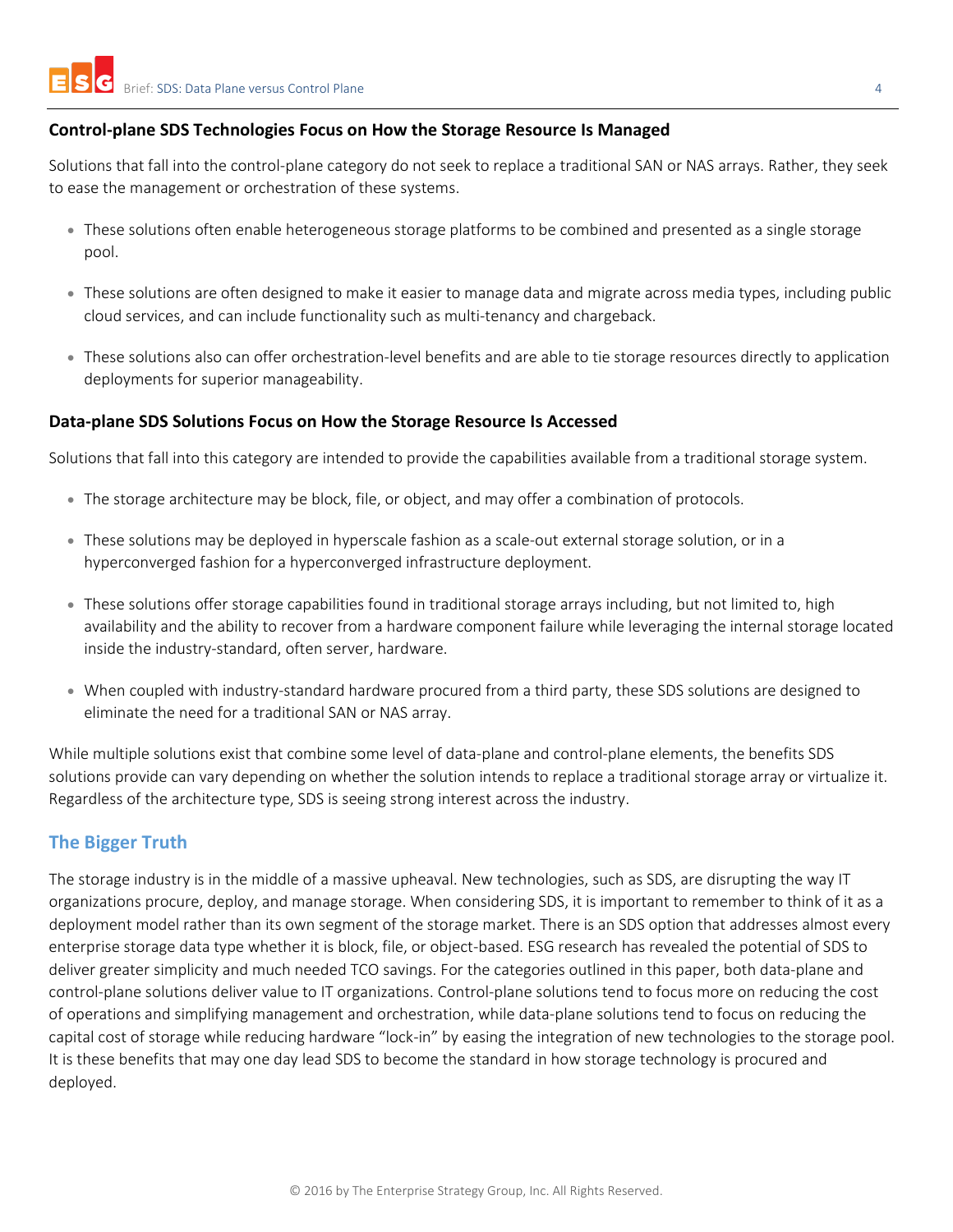### Control-plane SDS Technologies Focus on How the Storage Resource Is Managed

Solutions that fall into the control-plane category do not seek to replace a traditional SAN or NAS arrays. Rather, they seek to ease the management or orchestration of these systems.

- These solutions often enable heterogeneous storage platforms to be combined and presented as a single storage pool.
- These solutions are often designed to make it easier to manage data and migrate across media types, including public cloud services, and can include functionality such as multi-tenancy and chargeback.
- These solutions also can offer orchestration-level benefits and are able to tie storage resources directly to application deployments for superior manageability.

### Data-plane SDS Solutions Focus on How the Storage Resource Is Accessed

Solutions that fall into this category are intended to provide the capabilities available from a traditional storage system.

- The storage architecture may be block, file, or object, and may offer a combination of protocols.
- These solutions may be deployed in hyperscale fashion as a scale-out external storage solution, or in a hyperconverged fashion for a hyperconverged infrastructure deployment.
- These solutions offer storage capabilities found in traditional storage arrays including, but not limited to, high availability and the ability to recover from a hardware component failure while leveraging the internal storage located inside the industry-standard, often server, hardware.
- When coupled with industry-standard hardware procured from a third party, these SDS solutions are designed to eliminate the need for a traditional SAN or NAS array.

While multiple solutions exist that combine some level of data-plane and control-plane elements, the benefits SDS solutions provide can vary depending on whether the solution intends to replace a traditional storage array or virtualize it. Regardless of the architecture type, SDS is seeing strong interest across the industry.

## The Bigger Truth

The storage industry is in the middle of a massive upheaval. New technologies, such as SDS, are disrupting the way IT organizations procure, deploy, and manage storage. When considering SDS, it is important to remember to think of it as a deployment model rather than its own segment of the storage market. There is an SDS option that addresses almost every enterprise storage data type whether it is block, file, or object-based. ESG research has revealed the potential of SDS to deliver greater simplicity and much needed TCO savings. For the categories outlined in this paper, both data-plane and control-plane solutions deliver value to IT organizations. Control-plane solutions tend to focus more on reducing the cost of operations and simplifying management and orchestration, while data-plane solutions tend to focus on reducing the capital cost of storage while reducing hardware "lock-in" by easing the integration of new technologies to the storage pool. It is these benefits that may one day lead SDS to become the standard in how storage technology is procured and deployed.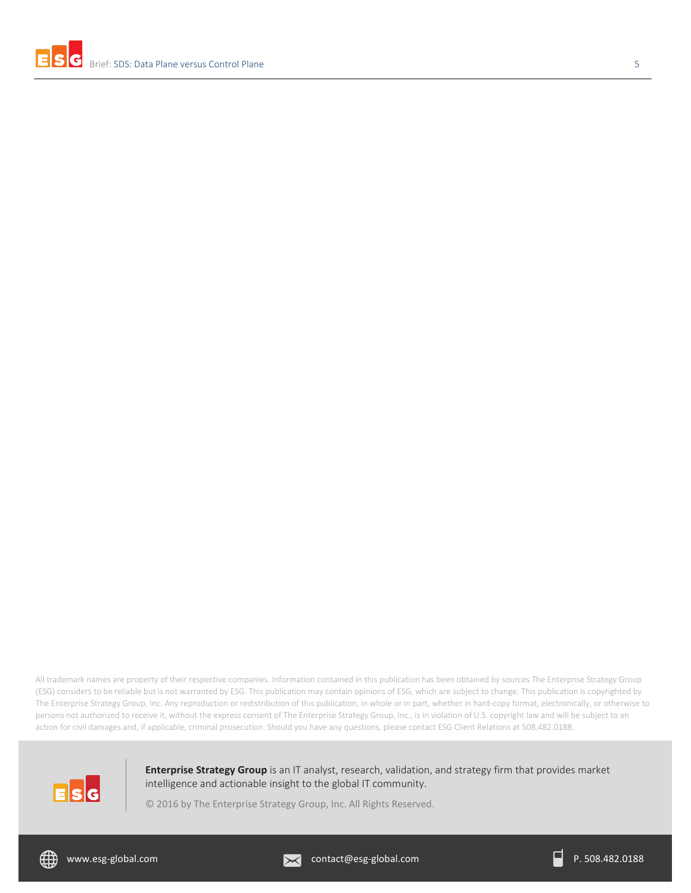All trademark names are property of their respective companies. Information contained in this publication has been obtained by sources The Enterprise Strategy Group (ESG) considers to be reliable but is not warranted by ESG. This publication may contain opinions of ESG, which are subject to change. This publication is copyrighted by The Enterprise Strategy Group, Inc. Any reproduction or redistribution of this publication, in whole or in part, whether in hard-copy format, electronically, or otherwise to persons not authorized to receive it, without the express consent of The Enterprise Strategy Group, Inc., is in violation of U.S. copyright law and will be subject to an action for civil damages and, if applicable, criminal prosecution. Should you have any questions, please contact ESG Client Relations at 508.482.0188.

**Enterprise Strategy Group** is an IT analyst, research, validation, and strategy firm that provides market intelligence and actionable insight to the global IT community.

© 2016 by The Enterprise Strategy Group, Inc. All Rights Reserved.

www.esg-global.com contact@esg-global.com P. 508.482.0188